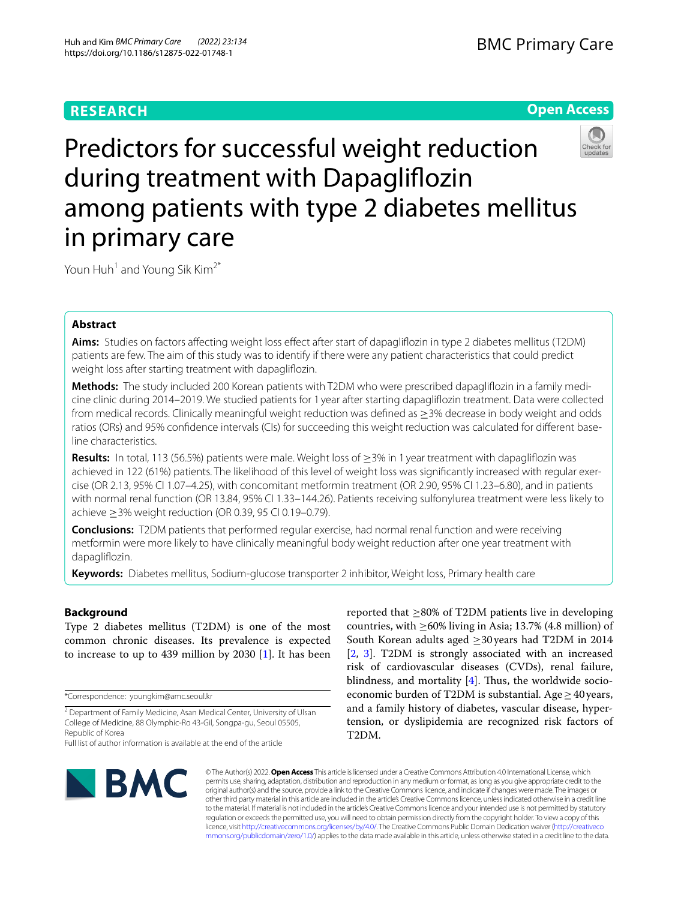RESEARCH

Open Access

# Predictors for successful weight reduction during treatment with Dapagliflozin among patients with type 2 diabetes mellitus in primary care

Youn Huh[1] and Young Sik Kim[2*]

## Abstract

**Aims:** Studies on factors affecting weight loss effect after start of dapagliflozin in type 2 diabetes mellitus (T2DM) patients are few. The aim of this study was to identify if there were any patient characteristics that could predict weight loss after starting treatment with dapagliflozin.

**Methods:** The study included 200 Korean patients with T2DM who were prescribed dapagliflozin in a family medicine clinic during 2014–2019. We studied patients for 1 year after starting dapagliflozin treatment. Data were collected from medical records. Clinically meaningful weight reduction was defined as ≥3% decrease in body weight and odds ratios (ORs) and 95% confidence intervals (CIs) for succeeding this weight reduction was calculated for different baseline characteristics.

**Results:** In total, 113 (56.5%) patients were male. Weight loss of ≥3% in 1 year treatment with dapagliflozin was achieved in 122 (61%) patients. The likelihood of this level of weight loss was significantly increased with regular exercise (OR 2.13, 95% CI 1.07–4.25), with concomitant metformin treatment (OR 2.90, 95% CI 1.23–6.80), and in patients with normal renal function (OR 13.84, 95% CI 1.33–144.26). Patients receiving sulfonylurea treatment were less likely to achieve ≥3% weight reduction (OR 0.39, 95 CI 0.19–0.79).

**Conclusions:** T2DM patients that performed regular exercise, had normal renal function and were receiving metformin were more likely to have clinically meaningful body weight reduction after one year treatment with dapagliflozin.

**Keywords:** Diabetes mellitus, Sodium-glucose transporter 2 inhibitor, Weight loss, Primary health care

## Background

Type 2 diabetes mellitus (T2DM) is one of the most common chronic diseases. Its prevalence is expected to increase to up to 439 million by 2030 [1]. It has been reported that ≥80% of T2DM patients live in developing countries, with ≥60% living in Asia; 13.7% (4.8 million) of South Korean adults aged ≥30 years had T2DM in 2014 [2, 3]. T2DM is strongly associated with an increased risk of cardiovascular diseases (CVDs), renal failure, blindness, and mortality [4]. Thus, the worldwide socioeconomic burden of T2DM is substantial. Age ≥ 40 years, and a family history of diabetes, vascular disease, hypertension, or dyslipidemia are recognized risk factors of T2DM.

*Correspondence: youngkim@amc.seoul.kr

[2] Department of Family Medicine, Asan Medical Center, University of Ulsan College of Medicine, 88 Olymphic-Ro 43-Gil, Songpa-gu, Seoul 05505, Republic of Korea

Full list of author information is available at the end of the article

© The Author(s) 2022. **Open Access** This article is licensed under a Creative Commons Attribution 4.0 International License, which permits use, sharing, adaptation, distribution and reproduction in any medium or format, as long as you give appropriate credit to the original author(s) and the source, provide a link to the Creative Commons licence, and indicate if changes were made. The images or other third party material in this article are included in the article's Creative Commons licence, unless indicated otherwise in a credit line to the material. If material is not included in the article's Creative Commons licence and your intended use is not permitted by statutory regulation or exceeds the permitted use, you will need to obtain permission directly from the copyright holder. To view a copy of this licence, visit http://creativecommons.org/licenses/by/4.0/. The Creative Commons Public Domain Dedication waiver (http://creativecommons.org/publicdomain/zero/1.0/) applies to the data made available in this article, unless otherwise stated in a credit line to the data.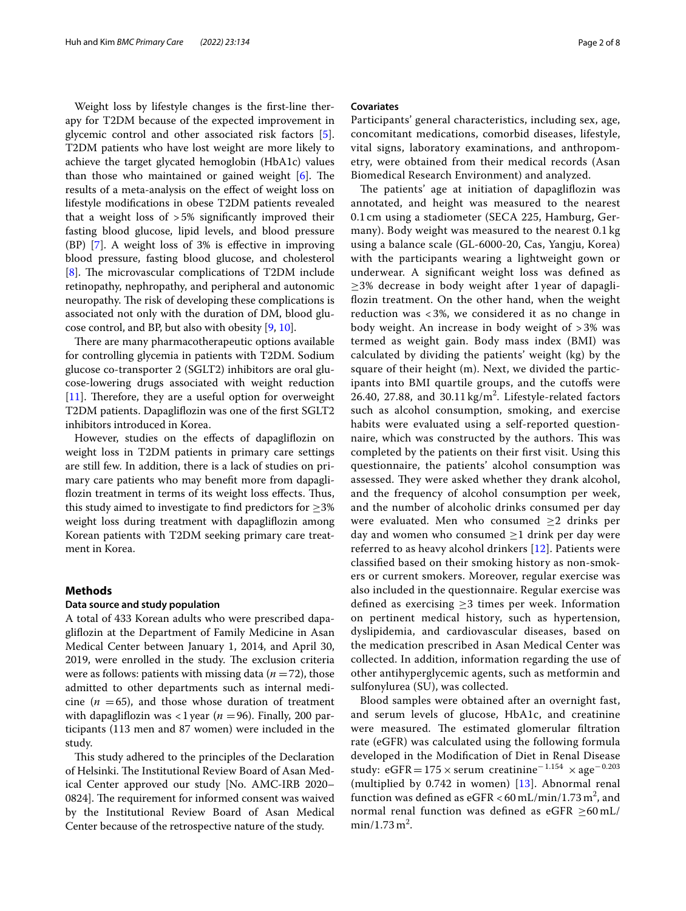Weight loss by lifestyle changes is the first-line therapy for T2DM because of the expected improvement in glycemic control and other associated risk factors [5]. T2DM patients who have lost weight are more likely to achieve the target glycated hemoglobin (HbA1c) values than those who maintained or gained weight [6]. The results of a meta-analysis on the effect of weight loss on lifestyle modifications in obese T2DM patients revealed that a weight loss of >5% significantly improved their fasting blood glucose, lipid levels, and blood pressure (BP) [7]. A weight loss of 3% is effective in improving blood pressure, fasting blood glucose, and cholesterol [8]. The microvascular complications of T2DM include retinopathy, nephropathy, and peripheral and autonomic neuropathy. The risk of developing these complications is associated not only with the duration of DM, blood glucose control, and BP, but also with obesity [9, 10].

There are many pharmacotherapeutic options available for controlling glycemia in patients with T2DM. Sodium glucose co-transporter 2 (SGLT2) inhibitors are oral glucose-lowering drugs associated with weight reduction [11]. Therefore, they are a useful option for overweight T2DM patients. Dapagliflozin was one of the first SGLT2 inhibitors introduced in Korea.

However, studies on the effects of dapagliflozin on weight loss in T2DM patients in primary care settings are still few. In addition, there is a lack of studies on primary care patients who may benefit more from dapagliflozin treatment in terms of its weight loss effects. Thus, this study aimed to investigate to find predictors for ≥3% weight loss during treatment with dapagliflozin among Korean patients with T2DM seeking primary care treatment in Korea.

## Methods

### Data source and study population

A total of 433 Korean adults who were prescribed dapagliflozin at the Department of Family Medicine in Asan Medical Center between January 1, 2014, and April 30, 2019, were enrolled in the study. The exclusion criteria were as follows: patients with missing data ($n = 72$), those admitted to other departments such as internal medicine ($n = 65$), and those whose duration of treatment with dapagliflozin was <1 year ($n = 96$). Finally, 200 participants (113 men and 87 women) were included in the study.

This study adhered to the principles of the Declaration of Helsinki. The Institutional Review Board of Asan Medical Center approved our study [No. AMC-IRB 2020–0824]. The requirement for informed consent was waived by the Institutional Review Board of Asan Medical Center because of the retrospective nature of the study.

### Covariates

Participants' general characteristics, including sex, age, concomitant medications, comorbid diseases, lifestyle, vital signs, laboratory examinations, and anthropometry, were obtained from their medical records (Asan Biomedical Research Environment) and analyzed.

The patients' age at initiation of dapagliflozin was annotated, and height was measured to the nearest 0.1 cm using a stadiometer (SECA 225, Hamburg, Germany). Body weight was measured to the nearest 0.1 kg using a balance scale (GL-6000-20, Cas, Yangju, Korea) with the participants wearing a lightweight gown or underwear. A significant weight loss was defined as ≥3% decrease in body weight after 1 year of dapagliflozin treatment. On the other hand, when the weight reduction was <3%, we considered it as no change in body weight. An increase in body weight of >3% was termed as weight gain. Body mass index (BMI) was calculated by dividing the patients' weight (kg) by the square of their height (m). Next, we divided the participants into BMI quartile groups, and the cutoffs were 26.40, 27.88, and 30.11 kg/m$^2$. Lifestyle-related factors such as alcohol consumption, smoking, and exercise habits were evaluated using a self-reported questionnaire, which was constructed by the authors. This was completed by the patients on their first visit. Using this questionnaire, the patients' alcohol consumption was assessed. They were asked whether they drank alcohol, and the frequency of alcohol consumption per week, and the number of alcoholic drinks consumed per day were evaluated. Men who consumed ≥2 drinks per day and women who consumed ≥1 drink per day were referred to as heavy alcohol drinkers [12]. Patients were classified based on their smoking history as non-smokers or current smokers. Moreover, regular exercise was also included in the questionnaire. Regular exercise was defined as exercising ≥3 times per week. Information on pertinent medical history, such as hypertension, dyslipidemia, and cardiovascular diseases, based on the medication prescribed in Asan Medical Center was collected. In addition, information regarding the use of other antihyperglycemic agents, such as metformin and sulfonylurea (SU), was collected.

Blood samples were obtained after an overnight fast, and serum levels of glucose, HbA1c, and creatinine were measured. The estimated glomerular filtration rate (eGFR) was calculated using the following formula developed in the Modification of Diet in Renal Disease study: $\text{eGFR} = 175 \times \text{serum creatinine}^{-1.154} \times \text{age}^{-0.203}$ (multiplied by 0.742 in women) [13]. Abnormal renal function was defined as eGFR <60 mL/min/1.73 m$^2$, and normal renal function was defined as eGFR ≥60 mL/min/1.73 m$^2$.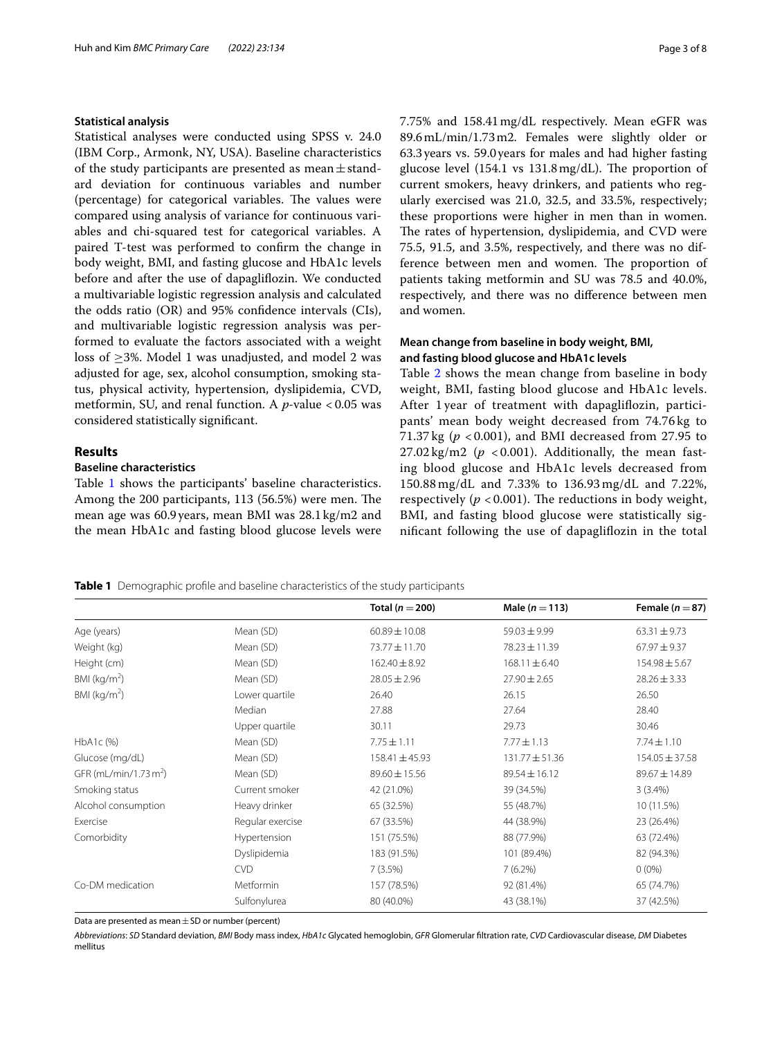## Statistical analysis

Statistical analyses were conducted using SPSS v. 24.0 (IBM Corp., Armonk, NY, USA). Baseline characteristics of the study participants are presented as mean ± standard deviation for continuous variables and number (percentage) for categorical variables. The values were compared using analysis of variance for continuous variables and chi-squared test for categorical variables. A paired T-test was performed to confirm the change in body weight, BMI, and fasting glucose and HbA1c levels before and after the use of dapagliflozin. We conducted a multivariable logistic regression analysis and calculated the odds ratio (OR) and 95% confidence intervals (CIs), and multivariable logistic regression analysis was performed to evaluate the factors associated with a weight loss of ≥3%. Model 1 was unadjusted, and model 2 was adjusted for age, sex, alcohol consumption, smoking status, physical activity, hypertension, dyslipidemia, CVD, metformin, SU, and renal function. A $p$-value < 0.05 was considered statistically significant.

## Results

### Baseline characteristics

Table 1 shows the participants' baseline characteristics. Among the 200 participants, 113 (56.5%) were men. The mean age was 60.9 years, mean BMI was 28.1 kg/m2 and the mean HbA1c and fasting blood glucose levels were 7.75% and 158.41 mg/dL respectively. Mean eGFR was 89.6 mL/min/1.73 m2. Females were slightly older or 63.3 years vs. 59.0 years for males and had higher fasting glucose level (154.1 vs 131.8 mg/dL). The proportion of current smokers, heavy drinkers, and patients who regularly exercised was 21.0, 32.5, and 33.5%, respectively; these proportions were higher in men than in women. The rates of hypertension, dyslipidemia, and CVD were 75.5, 91.5, and 3.5%, respectively, and there was no difference between men and women. The proportion of patients taking metformin and SU was 78.5 and 40.0%, respectively, and there was no difference between men and women.

### Mean change from baseline in body weight, BMI, and fasting blood glucose and HbA1c levels

Table 2 shows the mean change from baseline in body weight, BMI, fasting blood glucose and HbA1c levels. After 1 year of treatment with dapagliflozin, participants' mean body weight decreased from 74.76 kg to 71.37 kg ($p$ < 0.001), and BMI decreased from 27.95 to 27.02 kg/m2 ($p$ < 0.001). Additionally, the mean fasting blood glucose and HbA1c levels decreased from 150.88 mg/dL and 7.33% to 136.93 mg/dL and 7.22%, respectively ($p$ < 0.001). The reductions in body weight, BMI, and fasting blood glucose were statistically significant following the use of dapagliflozin in the total

**Table 1** Demographic profile and baseline characteristics of the study participants

| | | Total ($n$ = 200) | Male ($n$ = 113) | Female ($n$ = 87) |
|---|---|---|---|---|
| Age (years) | Mean (SD) | 60.89 ± 10.08 | 59.03 ± 9.99 | 63.31 ± 9.73 |
| Weight (kg) | Mean (SD) | 73.77 ± 11.70 | 78.23 ± 11.39 | 67.97 ± 9.37 |
| Height (cm) | Mean (SD) | 162.40 ± 8.92 | 168.11 ± 6.40 | 154.98 ± 5.67 |
| BMI (kg/m$^2$) | Mean (SD) | 28.05 ± 2.96 | 27.90 ± 2.65 | 28.26 ± 3.33 |
| BMI (kg/m$^2$) | Lower quartile | 26.40 | 26.15 | 26.50 |
| | Median | 27.88 | 27.64 | 28.40 |
| | Upper quartile | 30.11 | 29.73 | 30.46 |
| HbA1c (%) | Mean (SD) | 7.75 ± 1.11 | 7.77 ± 1.13 | 7.74 ± 1.10 |
| Glucose (mg/dL) | Mean (SD) | 158.41 ± 45.93 | 131.77 ± 51.36 | 154.05 ± 37.58 |
| GFR (mL/min/1.73 m$^2$) | Mean (SD) | 89.60 ± 15.56 | 89.54 ± 16.12 | 89.67 ± 14.89 |
| Smoking status | Current smoker | 42 (21.0%) | 39 (34.5%) | 3 (3.4%) |
| Alcohol consumption | Heavy drinker | 65 (32.5%) | 55 (48.7%) | 10 (11.5%) |
| Exercise | Regular exercise | 67 (33.5%) | 44 (38.9%) | 23 (26.4%) |
| Comorbidity | Hypertension | 151 (75.5%) | 88 (77.9%) | 63 (72.4%) |
| | Dyslipidemia | 183 (91.5%) | 101 (89.4%) | 82 (94.3%) |
| | CVD | 7 (3.5%) | 7 (6.2%) | 0 (0%) |
| Co-DM medication | Metformin | 157 (78.5%) | 92 (81.4%) | 65 (74.7%) |
| | Sulfonylurea | 80 (40.0%) | 43 (38.1%) | 37 (42.5%) |

Data are presented as mean ± SD or number (percent)

*Abbreviations*: *SD* Standard deviation, *BMI* Body mass index, *HbA1c* Glycated hemoglobin, *GFR* Glomerular filtration rate, *CVD* Cardiovascular disease, *DM* Diabetes mellitus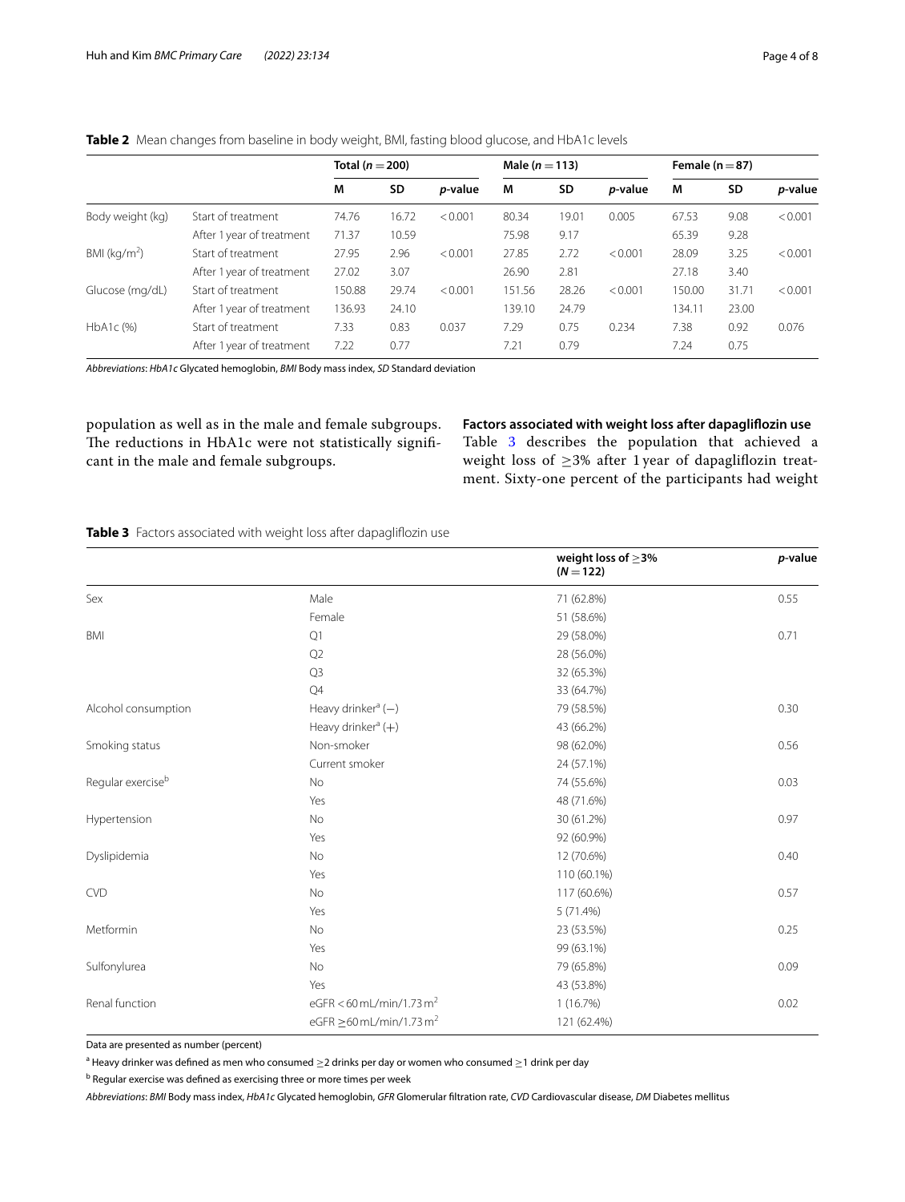**Table 2** Mean changes from baseline in body weight, BMI, fasting blood glucose, and HbA1c levels

| | | Total ($n = 200$) | | | Male ($n = 113$) | | | Female ($n = 87$) | | |
|---|---|---|---|---|---|---|---|---|---|---|
| | | M | SD | *p*-value | M | SD | *p*-value | M | SD | *p*-value |
| Body weight (kg) | Start of treatment | 74.76 | 16.72 | < 0.001 | 80.34 | 19.01 | 0.005 | 67.53 | 9.08 | < 0.001 |
| | After 1 year of treatment | 71.37 | 10.59 | | 75.98 | 9.17 | | 65.39 | 9.28 | |
| BMI (kg/m$^2$) | Start of treatment | 27.95 | 2.96 | < 0.001 | 27.85 | 2.72 | < 0.001 | 28.09 | 3.25 | < 0.001 |
| | After 1 year of treatment | 27.02 | 3.07 | | 26.90 | 2.81 | | 27.18 | 3.40 | |
| Glucose (mg/dL) | Start of treatment | 150.88 | 29.74 | < 0.001 | 151.56 | 28.26 | < 0.001 | 150.00 | 31.71 | < 0.001 |
| | After 1 year of treatment | 136.93 | 24.10 | | 139.10 | 24.79 | | 134.11 | 23.00 | |
| HbA1c (%) | Start of treatment | 7.33 | 0.83 | 0.037 | 7.29 | 0.75 | 0.234 | 7.38 | 0.92 | 0.076 |
| | After 1 year of treatment | 7.22 | 0.77 | | 7.21 | 0.79 | | 7.24 | 0.75 | |

*Abbreviations*: *HbA1c* Glycated hemoglobin, *BMI* Body mass index, *SD* Standard deviation

population as well as in the male and female subgroups. The reductions in HbA1c were not statistically significant in the male and female subgroups.

### Factors associated with weight loss after dapagliflozin use

Table 3 describes the population that achieved a weight loss of ≥3% after 1 year of dapagliflozin treatment. Sixty-one percent of the participants had weight

**Table 3** Factors associated with weight loss after dapagliflozin use

| | | weight loss of ≥3% ($N = 122$) | *p*-value |
|---|---|---|---|
| Sex | Male | 71 (62.8%) | 0.55 |
| | Female | 51 (58.6%) | |
| BMI | Q1 | 29 (58.0%) | 0.71 |
| | Q2 | 28 (56.0%) | |
| | Q3 | 32 (65.3%) | |
| | Q4 | 33 (64.7%) | |
| Alcohol consumption | Heavy drinker[a] (−) | 79 (58.5%) | 0.30 |
| | Heavy drinker[a] (+) | 43 (66.2%) | |
| Smoking status | Non-smoker | 98 (62.0%) | 0.56 |
| | Current smoker | 24 (57.1%) | |
| Regular exercise[b] | No | 74 (55.6%) | 0.03 |
| | Yes | 48 (71.6%) | |
| Hypertension | No | 30 (61.2%) | 0.97 |
| | Yes | 92 (60.9%) | |
| Dyslipidemia | No | 12 (70.6%) | 0.40 |
| | Yes | 110 (60.1%) | |
| CVD | No | 117 (60.6%) | 0.57 |
| | Yes | 5 (71.4%) | |
| Metformin | No | 23 (53.5%) | 0.25 |
| | Yes | 99 (63.1%) | |
| Sulfonylurea | No | 79 (65.8%) | 0.09 |
| | Yes | 43 (53.8%) | |
| Renal function | eGFR < 60 mL/min/1.73 m$^2$ | 1 (16.7%) | 0.02 |
| | eGFR ≥60 mL/min/1.73 m$^2$ | 121 (62.4%) | |

Data are presented as number (percent)

[a] Heavy drinker was defined as men who consumed ≥2 drinks per day or women who consumed ≥1 drink per day

[b] Regular exercise was defined as exercising three or more times per week

*Abbreviations*: *BMI* Body mass index, *HbA1c* Glycated hemoglobin, *GFR* Glomerular filtration rate, *CVD* Cardiovascular disease, *DM* Diabetes mellitus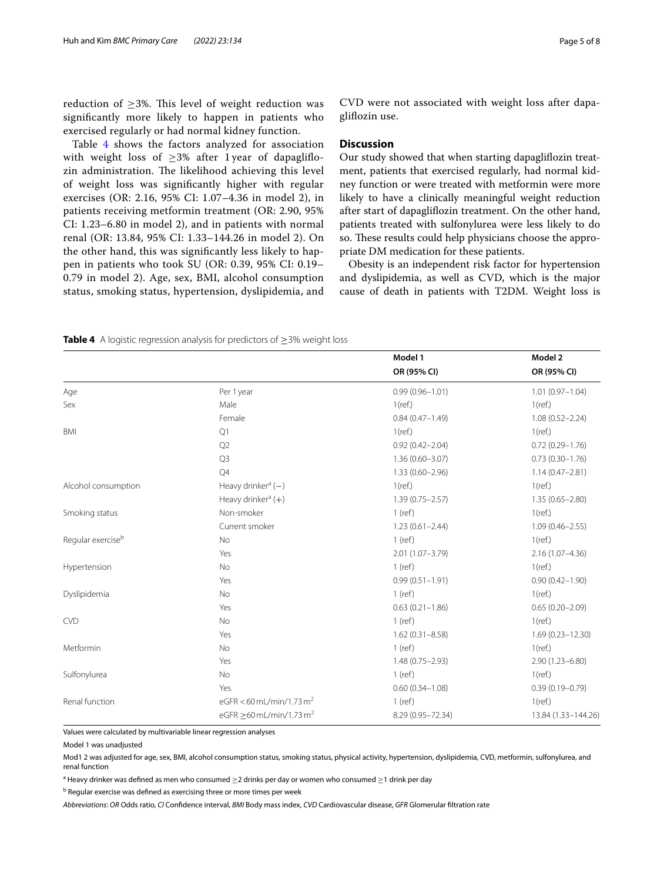reduction of ≥3%. This level of weight reduction was significantly more likely to happen in patients who exercised regularly or had normal kidney function.

Table 4 shows the factors analyzed for association with weight loss of ≥3% after 1 year of dapagliflozin administration. The likelihood achieving this level of weight loss was significantly higher with regular exercises (OR: 2.16, 95% CI: 1.07–4.36 in model 2), in patients receiving metformin treatment (OR: 2.90, 95% CI: 1.23–6.80 in model 2), and in patients with normal renal (OR: 13.84, 95% CI: 1.33–144.26 in model 2). On the other hand, this was significantly less likely to happen in patients who took SU (OR: 0.39, 95% CI: 0.19–0.79 in model 2). Age, sex, BMI, alcohol consumption status, smoking status, hypertension, dyslipidemia, and CVD were not associated with weight loss after dapagliflozin use.

## Discussion

Our study showed that when starting dapagliflozin treatment, patients that exercised regularly, had normal kidney function or were treated with metformin were more likely to have a clinically meaningful weight reduction after start of dapagliflozin treatment. On the other hand, patients treated with sulfonylurea were less likely to do so. These results could help physicians choose the appropriate DM medication for these patients.

Obesity is an independent risk factor for hypertension and dyslipidemia, as well as CVD, which is the major cause of death in patients with T2DM. Weight loss is

**Table 4** A logistic regression analysis for predictors of ≥3% weight loss

| | | Model 1 | Model 2 |
|---|---|---|---|
| | | OR (95% CI) | OR (95% CI) |
| Age | Per 1 year | 0.99 (0.96–1.01) | 1.01 (0.97–1.04) |
| Sex | Male | 1(ref.) | 1(ref.) |
| | Female | 0.84 (0.47–1.49) | 1.08 (0.52–2.24) |
| BMI | Q1 | 1(ref.) | 1(ref.) |
| | Q2 | 0.92 (0.42–2.04) | 0.72 (0.29–1.76) |
| | Q3 | 1.36 (0.60–3.07) | 0.73 (0.30–1.76) |
| | Q4 | 1.33 (0.60–2.96) | 1.14 (0.47–2.81) |
| Alcohol consumption | Heavy drinker[a] (−) | 1(ref.) | 1(ref.) |
| | Heavy drinker[a] (+) | 1.39 (0.75–2.57) | 1.35 (0.65–2.80) |
| Smoking status | Non-smoker | 1 (ref) | 1(ref.) |
| | Current smoker | 1.23 (0.61–2.44) | 1.09 (0.46–2.55) |
| Regular exercise[b] | No | 1 (ref) | 1(ref.) |
| | Yes | 2.01 (1.07–3.79) | 2.16 (1.07–4.36) |
| Hypertension | No | 1 (ref) | 1(ref.) |
| | Yes | 0.99 (0.51–1.91) | 0.90 (0.42–1.90) |
| Dyslipidemia | No | 1 (ref) | 1(ref.) |
| | Yes | 0.63 (0.21–1.86) | 0.65 (0.20–2.09) |
| CVD | No | 1 (ref) | 1(ref.) |
| | Yes | 1.62 (0.31–8.58) | 1.69 (0.23–12.30) |
| Metformin | No | 1 (ref) | 1(ref.) |
| | Yes | 1.48 (0.75–2.93) | 2.90 (1.23–6.80) |
| Sulfonylurea | No | 1 (ref) | 1(ref.) |
| | Yes | 0.60 (0.34–1.08) | 0.39 (0.19–0.79) |
| Renal function | eGFR < 60 mL/min/1.73 $m^2$ | 1 (ref) | 1(ref.) |
| | eGFR ≥60 mL/min/1.73 $m^2$ | 8.29 (0.95–72.34) | 13.84 (1.33–144.26) |

Values were calculated by multivariable linear regression analyses

Model 1 was unadjusted

Mod1 2 was adjusted for age, sex, BMI, alcohol consumption status, smoking status, physical activity, hypertension, dyslipidemia, CVD, metformin, sulfonylurea, and renal function

[a] Heavy drinker was defined as men who consumed ≥2 drinks per day or women who consumed ≥1 drink per day

[b] Regular exercise was defined as exercising three or more times per week

*Abbreviations*: *OR* Odds ratio, *CI* Confidence interval, *BMI* Body mass index, *CVD* Cardiovascular disease, *GFR* Glomerular filtration rate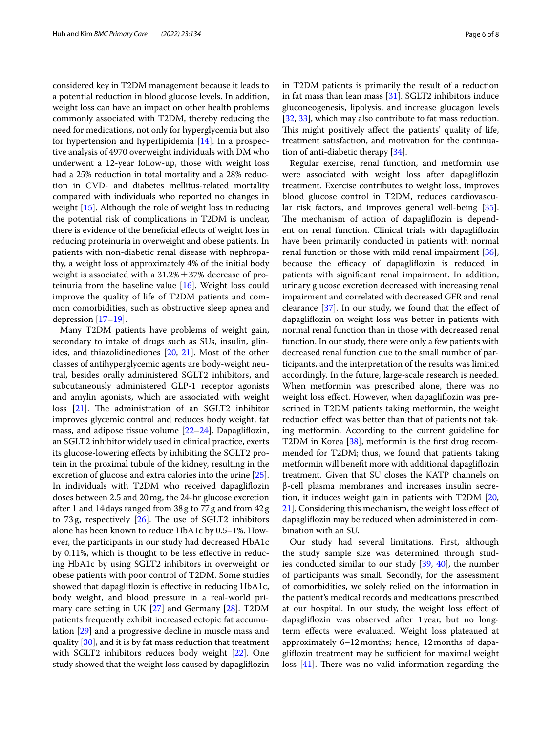considered key in T2DM management because it leads to a potential reduction in blood glucose levels. In addition, weight loss can have an impact on other health problems commonly associated with T2DM, thereby reducing the need for medications, not only for hyperglycemia but also for hypertension and hyperlipidemia [14]. In a prospective analysis of 4970 overweight individuals with DM who underwent a 12-year follow-up, those with weight loss had a 25% reduction in total mortality and a 28% reduction in CVD- and diabetes mellitus-related mortality compared with individuals who reported no changes in weight [15]. Although the role of weight loss in reducing the potential risk of complications in T2DM is unclear, there is evidence of the beneficial effects of weight loss in reducing proteinuria in overweight and obese patients. In patients with non-diabetic renal disease with nephropathy, a weight loss of approximately 4% of the initial body weight is associated with a 31.2% ± 37% decrease of proteinuria from the baseline value [16]. Weight loss could improve the quality of life of T2DM patients and common comorbidities, such as obstructive sleep apnea and depression [17–19].

Many T2DM patients have problems of weight gain, secondary to intake of drugs such as SUs, insulin, glinides, and thiazolidinediones [20, 21]. Most of the other classes of antihyperglycemic agents are body-weight neutral, besides orally administered SGLT2 inhibitors, and subcutaneously administered GLP-1 receptor agonists and amylin agonists, which are associated with weight loss [21]. The administration of an SGLT2 inhibitor improves glycemic control and reduces body weight, fat mass, and adipose tissue volume [22–24]. Dapagliflozin, an SGLT2 inhibitor widely used in clinical practice, exerts its glucose-lowering effects by inhibiting the SGLT2 protein in the proximal tubule of the kidney, resulting in the excretion of glucose and extra calories into the urine [25]. In individuals with T2DM who received dapagliflozin doses between 2.5 and 20 mg, the 24-hr glucose excretion after 1 and 14 days ranged from 38 g to 77 g and from 42 g to 73 g, respectively [26]. The use of SGLT2 inhibitors alone has been known to reduce HbA1c by 0.5–1%. However, the participants in our study had decreased HbA1c by 0.11%, which is thought to be less effective in reducing HbA1c by using SGLT2 inhibitors in overweight or obese patients with poor control of T2DM. Some studies showed that dapagliflozin is effective in reducing HbA1c, body weight, and blood pressure in a real-world primary care setting in UK [27] and Germany [28]. T2DM patients frequently exhibit increased ectopic fat accumulation [29] and a progressive decline in muscle mass and quality [30], and it is by fat mass reduction that treatment with SGLT2 inhibitors reduces body weight [22]. One study showed that the weight loss caused by dapagliflozin in T2DM patients is primarily the result of a reduction in fat mass than lean mass [31]. SGLT2 inhibitors induce gluconeogenesis, lipolysis, and increase glucagon levels [32, 33], which may also contribute to fat mass reduction. This might positively affect the patients' quality of life, treatment satisfaction, and motivation for the continuation of anti-diabetic therapy [34].

Regular exercise, renal function, and metformin use were associated with weight loss after dapagliflozin treatment. Exercise contributes to weight loss, improves blood glucose control in T2DM, reduces cardiovascular risk factors, and improves general well-being [35]. The mechanism of action of dapagliflozin is dependent on renal function. Clinical trials with dapagliflozin have been primarily conducted in patients with normal renal function or those with mild renal impairment [36], because the efficacy of dapagliflozin is reduced in patients with significant renal impairment. In addition, urinary glucose excretion decreased with increasing renal impairment and correlated with decreased GFR and renal clearance [37]. In our study, we found that the effect of dapagliflozin on weight loss was better in patients with normal renal function than in those with decreased renal function. In our study, there were only a few patients with decreased renal function due to the small number of participants, and the interpretation of the results was limited accordingly. In the future, large-scale research is needed. When metformin was prescribed alone, there was no weight loss effect. However, when dapagliflozin was prescribed in T2DM patients taking metformin, the weight reduction effect was better than that of patients not taking metformin. According to the current guideline for T2DM in Korea [38], metformin is the first drug recommended for T2DM; thus, we found that patients taking metformin will benefit more with additional dapagliflozin treatment. Given that SU closes the KATP channels on β-cell plasma membranes and increases insulin secretion, it induces weight gain in patients with T2DM [20, 21]. Considering this mechanism, the weight loss effect of dapagliflozin may be reduced when administered in combination with an SU.

Our study had several limitations. First, although the study sample size was determined through studies conducted similar to our study [39, 40], the number of participants was small. Secondly, for the assessment of comorbidities, we solely relied on the information in the patient's medical records and medications prescribed at our hospital. In our study, the weight loss effect of dapagliflozin was observed after 1 year, but no long-term effects were evaluated. Weight loss plateaued at approximately 6–12 months; hence, 12 months of dapagliflozin treatment may be sufficient for maximal weight loss [41]. There was no valid information regarding the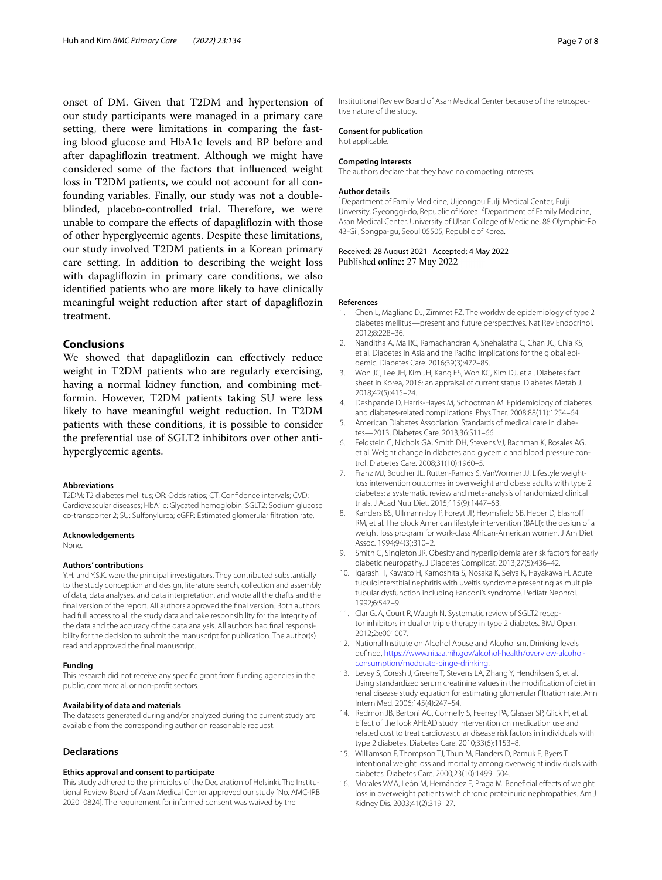onset of DM. Given that T2DM and hypertension of our study participants were managed in a primary care setting, there were limitations in comparing the fasting blood glucose and HbA1c levels and BP before and after dapagliflozin treatment. Although we might have considered some of the factors that influenced weight loss in T2DM patients, we could not account for all confounding variables. Finally, our study was not a double-blinded, placebo-controlled trial. Therefore, we were unable to compare the effects of dapagliflozin with those of other hyperglycemic agents. Despite these limitations, our study involved T2DM patients in a Korean primary care setting. In addition to describing the weight loss with dapagliflozin in primary care conditions, we also identified patients who are more likely to have clinically meaningful weight reduction after start of dapagliflozin treatment.

## Conclusions

We showed that dapagliflozin can effectively reduce weight in T2DM patients who are regularly exercising, having a normal kidney function, and combining metformin. However, T2DM patients taking SU were less likely to have meaningful weight reduction. In T2DM patients with these conditions, it is possible to consider the preferential use of SGLT2 inhibitors over other antihyperglycemic agents.

#### Abbreviations

T2DM: T2 diabetes mellitus; OR: Odds ratios; CT: Confidence intervals; CVD: Cardiovascular diseases; HbA1c: Glycated hemoglobin; SGLT2: Sodium glucose co-transporter 2; SU: Sulfonylurea; eGFR: Estimated glomerular filtration rate.

#### Acknowledgements

None.

#### Authors' contributions

Y.H. and Y.S.K. were the principal investigators. They contributed substantially to the study conception and design, literature search, collection and assembly of data, data analyses, and data interpretation, and wrote all the drafts and the final version of the report. All authors approved the final version. Both authors had full access to all the study data and take responsibility for the integrity of the data and the accuracy of the data analysis. All authors had final responsibility for the decision to submit the manuscript for publication. The author(s) read and approved the final manuscript.

#### Funding

This research did not receive any specific grant from funding agencies in the public, commercial, or non-profit sectors.

#### Availability of data and materials

The datasets generated during and/or analyzed during the current study are available from the corresponding author on reasonable request.

## Declarations

#### Ethics approval and consent to participate

This study adhered to the principles of the Declaration of Helsinki. The Institutional Review Board of Asan Medical Center approved our study [No. AMC-IRB 2020–0824]. The requirement for informed consent was waived by the Institutional Review Board of Asan Medical Center because of the retrospective nature of the study.

#### Consent for publication

Not applicable.

#### Competing interests

The authors declare that they have no competing interests.

#### Author details

[1]Department of Family Medicine, Uijeongbu Eulji Medical Center, Eulji Unversity, Gyeonggi-do, Republic of Korea. [2]Department of Family Medicine, Asan Medical Center, University of Ulsan College of Medicine, 88 Olympic-Ro 43-Gil, Songpa-gu, Seoul 05505, Republic of Korea.

Received: 28 August 2021 Accepted: 4 May 2022
Published online: 27 May 2022

#### References

1. Chen L, Magliano DJ, Zimmet PZ. The worldwide epidemiology of type 2 diabetes mellitus—present and future perspectives. Nat Rev Endocrinol. 2012;8:228–36.
2. Nanditha A, Ma RC, Ramachandran A, Snehalatha C, Chan JC, Chia KS, et al. Diabetes in Asia and the Pacific: implications for the global epidemic. Diabetes Care. 2016;39(3):472–85.
3. Won JC, Lee JH, Kim JH, Kang ES, Won KC, Kim DJ, et al. Diabetes fact sheet in Korea, 2016: an appraisal of current status. Diabetes Metab J. 2018;42(5):415–24.
4. Deshpande D, Harris-Hayes M, Schootman M. Epidemiology of diabetes and diabetes-related complications. Phys Ther. 2008;88(11):1254–64.
5. American Diabetes Association. Standards of medical care in diabetes—2013. Diabetes Care. 2013;36:S11–66.
6. Feldstein C, Nichols GA, Smith DH, Stevens VJ, Bachman K, Rosales AG, et al. Weight change in diabetes and glycemic and blood pressure control. Diabetes Care. 2008;31(10):1960–5.
7. Franz MJ, Boucher JL, Rutten-Ramos S, VanWormer JJ. Lifestyle weight-loss intervention outcomes in overweight and obese adults with type 2 diabetes: a systematic review and meta-analysis of randomized clinical trials. J Acad Nutr Diet. 2015;115(9):1447–63.
8. Kanders BS, Ullmann-Joy P, Foreyt JP, Heymsfield SB, Heber D, Elashoff RM, et al. The block American lifestyle intervention (BALI): the design of a weight loss program for work-class African-American women. J Am Diet Assoc. 1994;94(3):310–2.
9. Smith G, Singleton JR. Obesity and hyperlipidemia are risk factors for early diabetic neuropathy. J Diabetes Complicat. 2013;27(5):436–42.
10. Igarashi T, Kawato H, Kamoshita S, Nosaka K, Seiya K, Hayakawa H. Acute tubulointerstitial nephritis with uveitis syndrome presenting as multiple tubular dysfunction including Fanconi's syndrome. Pediatr Nephrol. 1992;6:547–9.
11. Clar GJA, Court R, Waugh N. Systematic review of SGLT2 receptor inhibitors in dual or triple therapy in type 2 diabetes. BMJ Open. 2012;2:e001007.
12. National Institute on Alcohol Abuse and Alcoholism. Drinking levels defined, https://www.niaaa.nih.gov/alcohol-health/overview-alcohol-consumption/moderate-binge-drinking.
13. Levey S, Coresh J, Greene T, Stevens LA, Zhang Y, Hendriksen S, et al. Using standardized serum creatinine values in the modification of diet in renal disease study equation for estimating glomerular filtration rate. Ann Intern Med. 2006;145(4):247–54.
14. Redmon JB, Bertoni AG, Connelly S, Feeney PA, Glasser SP, Glick H, et al. Effect of the look AHEAD study intervention on medication use and related cost to treat cardiovascular disease risk factors in individuals with type 2 diabetes. Diabetes Care. 2010;33(6):1153–8.
15. Williamson F, Thompson TJ, Thun M, Flanders D, Pamuk E, Byers T. Intentional weight loss and mortality among overweight individuals with diabetes. Diabetes Care. 2000;23(10):1499–504.
16. Morales VMA, León M, Hernández E, Praga M. Beneficial effects of weight loss in overweight patients with chronic proteinuric nephropathies. Am J Kidney Dis. 2003;41(2):319–27.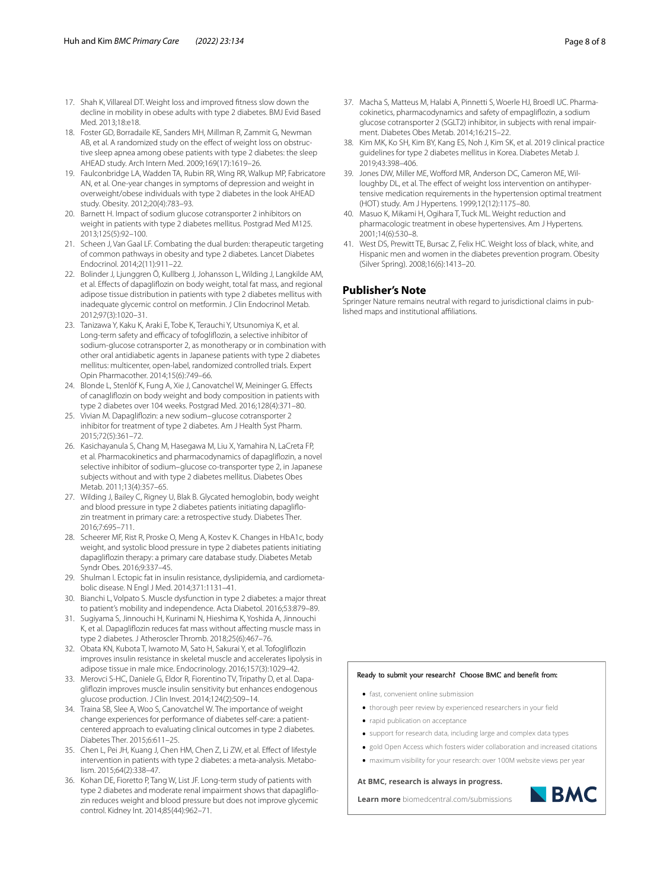17. Shah K, Villareal DT. Weight loss and improved fitness slow down the decline in mobility in obese adults with type 2 diabetes. BMJ Evid Based Med. 2013;18:e18.
18. Foster GD, Borradaile KE, Sanders MH, Millman R, Zammit G, Newman AB, et al. A randomized study on the effect of weight loss on obstructive sleep apnea among obese patients with type 2 diabetes: the sleep AHEAD study. Arch Intern Med. 2009;169(17):1619–26.
19. Faulconbridge LA, Wadden TA, Rubin RR, Wing RR, Walkup MP, Fabricatore AN, et al. One-year changes in symptoms of depression and weight in overweight/obese individuals with type 2 diabetes in the look AHEAD study. Obesity. 2012;20(4):783–93.
20. Barnett H. Impact of sodium glucose cotransporter 2 inhibitors on weight in patients with type 2 diabetes mellitus. Postgrad Med M125. 2013;125(5):92–100.
21. Scheen J, Van Gaal LF. Combating the dual burden: therapeutic targeting of common pathways in obesity and type 2 diabetes. Lancet Diabetes Endocrinol. 2014;2(11):911–22.
22. Bolinder J, Ljunggren Ö, Kullberg J, Johansson L, Wilding J, Langkilde AM, et al. Effects of dapagliflozin on body weight, total fat mass, and regional adipose tissue distribution in patients with type 2 diabetes mellitus with inadequate glycemic control on metformin. J Clin Endocrinol Metab. 2012;97(3):1020–31.
23. Tanizawa Y, Kaku K, Araki E, Tobe K, Terauchi Y, Utsunomiya K, et al. Long-term safety and efficacy of tofogliflozin, a selective inhibitor of sodium-glucose cotransporter 2, as monotherapy or in combination with other oral antidiabetic agents in Japanese patients with type 2 diabetes mellitus: multicenter, open-label, randomized controlled trials. Expert Opin Pharmacother. 2014;15(6):749–66.
24. Blonde L, Stenlöf K, Fung A, Xie J, Canovatchel W, Meininger G. Effects of canagliflozin on body weight and body composition in patients with type 2 diabetes over 104 weeks. Postgrad Med. 2016;128(4):371–80.
25. Vivian M. Dapagliflozin: a new sodium–glucose cotransporter 2 inhibitor for treatment of type 2 diabetes. Am J Health Syst Pharm. 2015;72(5):361–72.
26. Kasichayanula S, Chang M, Hasegawa M, Liu X, Yamahira N, LaCreta FP, et al. Pharmacokinetics and pharmacodynamics of dapagliflozin, a novel selective inhibitor of sodium–glucose co-transporter type 2, in Japanese subjects without and with type 2 diabetes mellitus. Diabetes Obes Metab. 2011;13(4):357–65.
27. Wilding J, Bailey C, Rigney U, Blak B. Glycated hemoglobin, body weight and blood pressure in type 2 diabetes patients initiating dapagliflozin treatment in primary care: a retrospective study. Diabetes Ther. 2016;7:695–711.
28. Scheerer MF, Rist R, Proske O, Meng A, Kostev K. Changes in HbA1c, body weight, and systolic blood pressure in type 2 diabetes patients initiating dapagliflozin therapy: a primary care database study. Diabetes Metab Syndr Obes. 2016;9:337–45.
29. Shulman I. Ectopic fat in insulin resistance, dyslipidemia, and cardiometabolic disease. N Engl J Med. 2014;371:1131–41.
30. Bianchi L, Volpato S. Muscle dysfunction in type 2 diabetes: a major threat to patient's mobility and independence. Acta Diabetol. 2016;53:879–89.
31. Sugiyama S, Jinnouchi H, Kurinami N, Hieshima K, Yoshida A, Jinnouchi K, et al. Dapagliflozin reduces fat mass without affecting muscle mass in type 2 diabetes. J Atheroscler Thromb. 2018;25(6):467–76.
32. Obata KN, Kubota T, Iwamoto M, Sato H, Sakurai Y, et al. Tofogliflozin improves insulin resistance in skeletal muscle and accelerates lipolysis in adipose tissue in male mice. Endocrinology. 2016;157(3):1029–42.
33. Merovci S-HC, Daniele G, Eldor R, Fiorentino TV, Tripathy D, et al. Dapagliflozin improves muscle insulin sensitivity but enhances endogenous glucose production. J Clin Invest. 2014;124(2):509–14.
34. Traina SB, Slee A, Woo S, Canovatchel W. The importance of weight change experiences for performance of diabetes self-care: a patient-centered approach to evaluating clinical outcomes in type 2 diabetes. Diabetes Ther. 2015;6:611–25.
35. Chen L, Pei JH, Kuang J, Chen HM, Chen Z, Li ZW, et al. Effect of lifestyle intervention in patients with type 2 diabetes: a meta-analysis. Metabolism. 2015;64(2):338–47.
36. Kohan DE, Fioretto P, Tang W, List JF. Long-term study of patients with type 2 diabetes and moderate renal impairment shows that dapagliflozin reduces weight and blood pressure but does not improve glycemic control. Kidney Int. 2014;85(44):962–71.
37. Macha S, Matteus M, Halabi A, Pinnetti S, Woerle HJ, Broedl UC. Pharmacokinetics, pharmacodynamics and safety of empagliflozin, a sodium glucose cotransporter 2 (SGLT2) inhibitor, in subjects with renal impairment. Diabetes Obes Metab. 2014;16:215–22.
38. Kim MK, Ko SH, Kim BY, Kang ES, Noh J, Kim SK, et al. 2019 clinical practice guidelines for type 2 diabetes mellitus in Korea. Diabetes Metab J. 2019;43:398–406.
39. Jones DW, Miller ME, Wofford MR, Anderson DC, Cameron ME, Willoughby DL, et al. The effect of weight loss intervention on antihypertensive medication requirements in the hypertension optimal treatment (HOT) study. Am J Hypertens. 1999;12(12):1175–80.
40. Masuo K, Mikami H, Ogihara T, Tuck ML. Weight reduction and pharmacologic treatment in obese hypertensives. Am J Hypertens. 2001;14(6):530–8.
41. West DS, Prewitt TE, Bursac Z, Felix HC. Weight loss of black, white, and Hispanic men and women in the diabetes prevention program. Obesity (Silver Spring). 2008;16(6):1413–20.

## Publisher's Note

Springer Nature remains neutral with regard to jurisdictional claims in published maps and institutional affiliations.

Ready to submit your research? Choose BMC and benefit from:

- fast, convenient online submission
- thorough peer review by experienced researchers in your field
- rapid publication on acceptance
- support for research data, including large and complex data types
- gold Open Access which fosters wider collaboration and increased citations
- maximum visibility for your research: over 100M website views per year

**At BMC, research is always in progress.**

**Learn more** biomedcentral.com/submissions

BMC